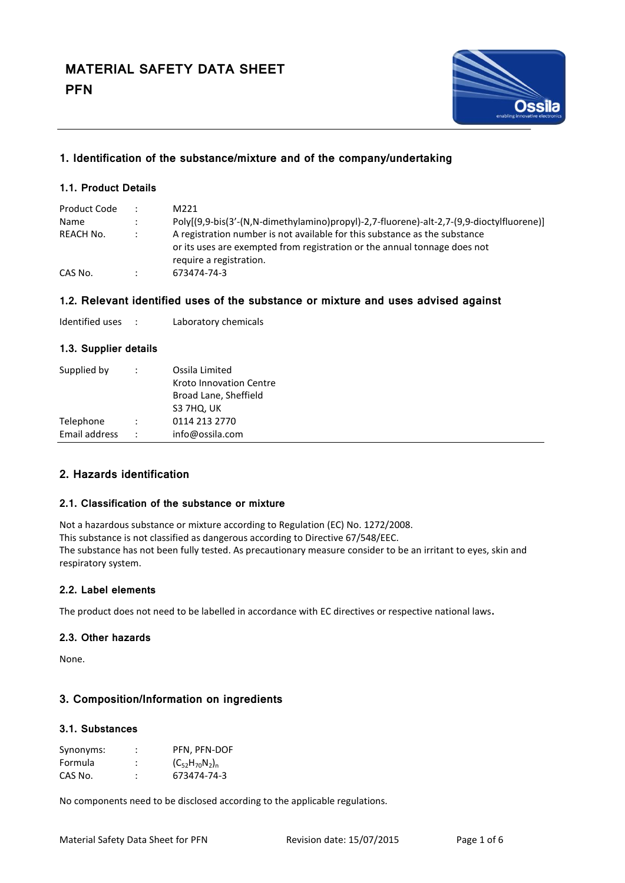# MATERIAL SAFETY DATA SHEET
# PFN

## 1. Identification of the substance/mixture and of the company/undertaking

### 1.1. Product Details

| | | |
|---|---|---|
| Product Code | : | M221 |
| Name | : | Poly[(9,9-bis(3'-(N,N-dimethylamino)propyl)-2,7-fluorene)-alt-2,7-(9,9-dioctylfluorene)] |
| REACH No. | : | A registration number is not available for this substance as the substance or its uses are exempted from registration or the annual tonnage does not require a registration. |
| CAS No. | : | 673474-74-3 |

### 1.2. Relevant identified uses of the substance or mixture and uses advised against

| | | |
|---|---|---|
| Identified uses | : | Laboratory chemicals |

### 1.3. Supplier details

| | | |
|---|---|---|
| Supplied by | : | Ossila Limited<br>Kroto Innovation Centre<br>Broad Lane, Sheffield<br>S3 7HQ, UK |
| Telephone | : | 0114 213 2770 |
| Email address | : | info@ossila.com |

## 2. Hazards identification

### 2.1. Classification of the substance or mixture

Not a hazardous substance or mixture according to Regulation (EC) No. 1272/2008.
This substance is not classified as dangerous according to Directive 67/548/EEC.
The substance has not been fully tested. As precautionary measure consider to be an irritant to eyes, skin and respiratory system.

### 2.2. Label elements

The product does not need to be labelled in accordance with EC directives or respective national laws.

### 2.3. Other hazards

None.

## 3. Composition/Information on ingredients

### 3.1. Substances

| | | |
|---|---|---|
| Synonyms: | : | PFN, PFN-DOF |
| Formula | : | $(C_{52}H_{70}N_2)_n$ |
| CAS No. | : | 673474-74-3 |

No components need to be disclosed according to the applicable regulations.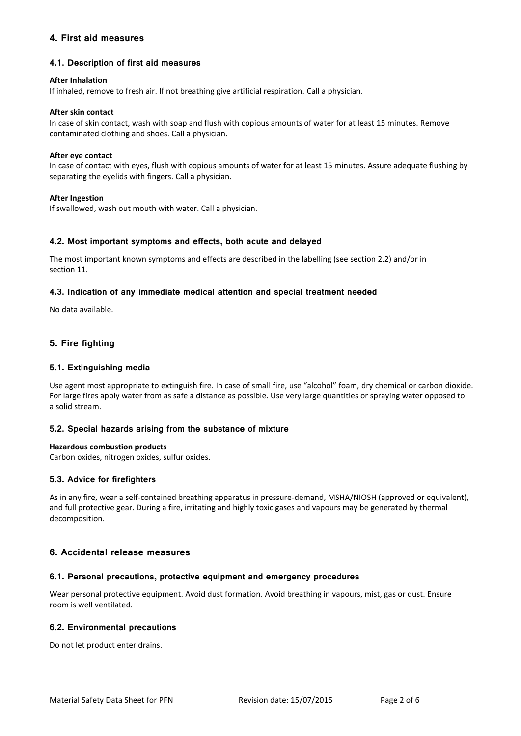## 4. First aid measures

### 4.1. Description of first aid measures

**After Inhalation**

If inhaled, remove to fresh air. If not breathing give artificial respiration. Call a physician.

**After skin contact**

In case of skin contact, wash with soap and flush with copious amounts of water for at least 15 minutes. Remove contaminated clothing and shoes. Call a physician.

**After eye contact**

In case of contact with eyes, flush with copious amounts of water for at least 15 minutes. Assure adequate flushing by separating the eyelids with fingers. Call a physician.

**After Ingestion**

If swallowed, wash out mouth with water. Call a physician.

### 4.2. Most important symptoms and effects, both acute and delayed

The most important known symptoms and effects are described in the labelling (see section 2.2) and/or in section 11.

### 4.3. Indication of any immediate medical attention and special treatment needed

No data available.

## 5. Fire fighting

### 5.1. Extinguishing media

Use agent most appropriate to extinguish fire. In case of small fire, use "alcohol" foam, dry chemical or carbon dioxide. For large fires apply water from as safe a distance as possible. Use very large quantities or spraying water opposed to a solid stream.

### 5.2. Special hazards arising from the substance of mixture

**Hazardous combustion products**

Carbon oxides, nitrogen oxides, sulfur oxides.

### 5.3. Advice for firefighters

As in any fire, wear a self-contained breathing apparatus in pressure-demand, MSHA/NIOSH (approved or equivalent), and full protective gear. During a fire, irritating and highly toxic gases and vapours may be generated by thermal decomposition.

## 6. Accidental release measures

### 6.1. Personal precautions, protective equipment and emergency procedures

Wear personal protective equipment. Avoid dust formation. Avoid breathing in vapours, mist, gas or dust. Ensure room is well ventilated.

### 6.2. Environmental precautions

Do not let product enter drains.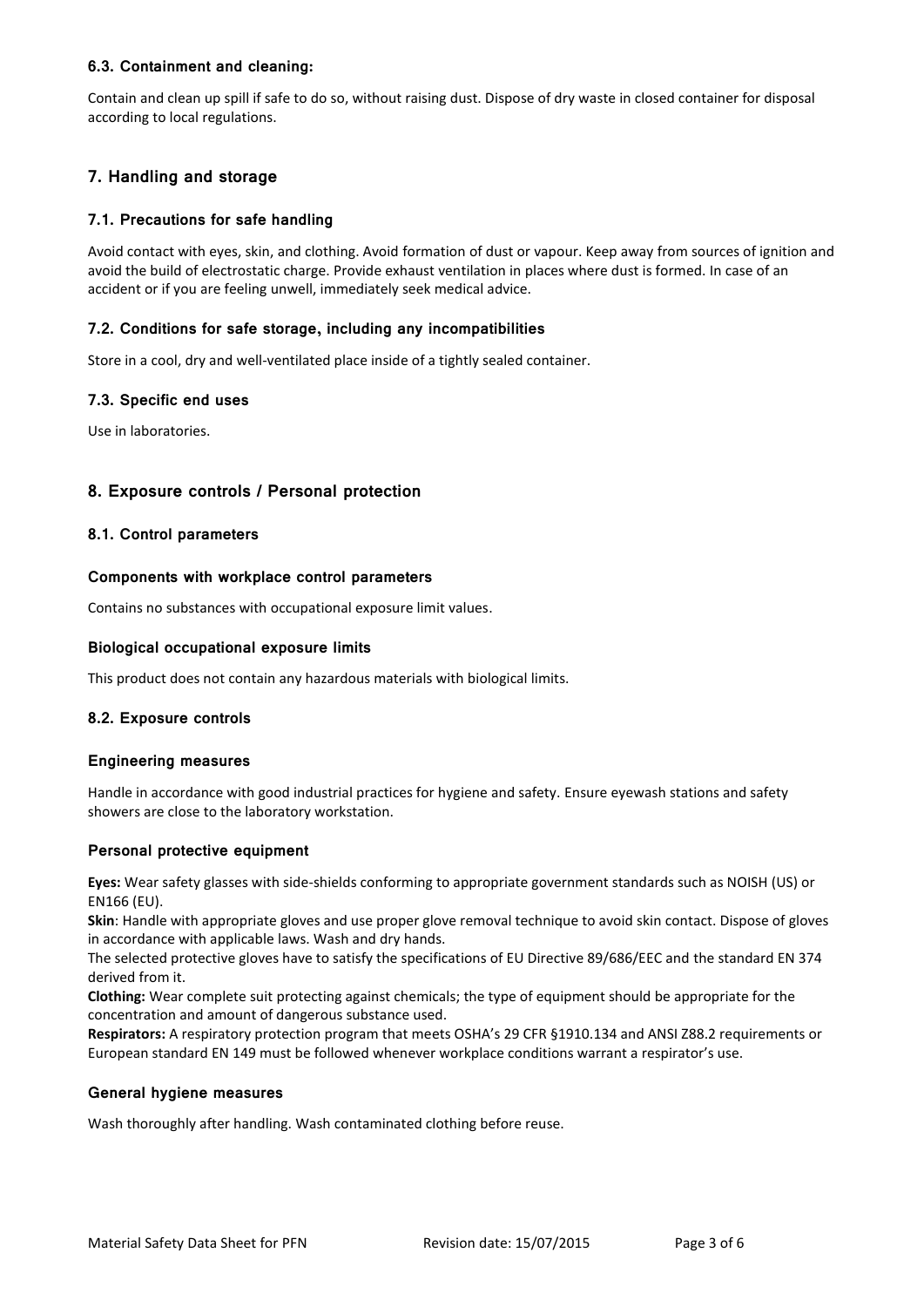### 6.3. Containment and cleaning:

Contain and clean up spill if safe to do so, without raising dust. Dispose of dry waste in closed container for disposal according to local regulations.

## 7. Handling and storage

### 7.1. Precautions for safe handling

Avoid contact with eyes, skin, and clothing. Avoid formation of dust or vapour. Keep away from sources of ignition and avoid the build of electrostatic charge. Provide exhaust ventilation in places where dust is formed. In case of an accident or if you are feeling unwell, immediately seek medical advice.

### 7.2. Conditions for safe storage, including any incompatibilities

Store in a cool, dry and well-ventilated place inside of a tightly sealed container.

### 7.3. Specific end uses

Use in laboratories.

## 8. Exposure controls / Personal protection

### 8.1. Control parameters

#### Components with workplace control parameters

Contains no substances with occupational exposure limit values.

#### Biological occupational exposure limits

This product does not contain any hazardous materials with biological limits.

### 8.2. Exposure controls

#### Engineering measures

Handle in accordance with good industrial practices for hygiene and safety. Ensure eyewash stations and safety showers are close to the laboratory workstation.

#### Personal protective equipment

**Eyes:** Wear safety glasses with side-shields conforming to appropriate government standards such as NOISH (US) or EN166 (EU).

**Skin**: Handle with appropriate gloves and use proper glove removal technique to avoid skin contact. Dispose of gloves in accordance with applicable laws. Wash and dry hands.

The selected protective gloves have to satisfy the specifications of EU Directive 89/686/EEC and the standard EN 374 derived from it.

**Clothing:** Wear complete suit protecting against chemicals; the type of equipment should be appropriate for the concentration and amount of dangerous substance used.

**Respirators:** A respiratory protection program that meets OSHA's 29 CFR §1910.134 and ANSI Z88.2 requirements or European standard EN 149 must be followed whenever workplace conditions warrant a respirator's use.

#### General hygiene measures

Wash thoroughly after handling. Wash contaminated clothing before reuse.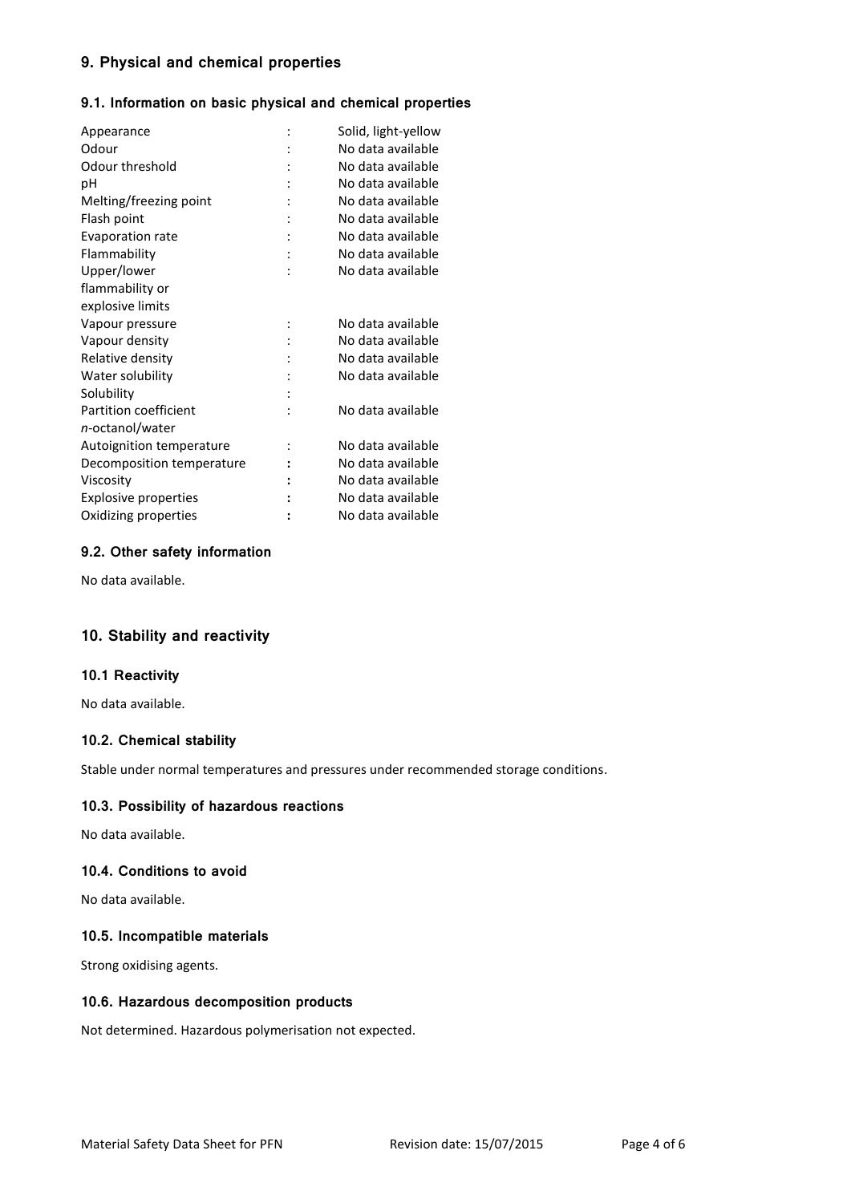## 9. Physical and chemical properties

### 9.1. Information on basic physical and chemical properties

| Property | | Value |
|---|---|---|
| Appearance | : | Solid, light-yellow |
| Odour | : | No data available |
| Odour threshold | : | No data available |
| pH | : | No data available |
| Melting/freezing point | : | No data available |
| Flash point | : | No data available |
| Evaporation rate | : | No data available |
| Flammability | : | No data available |
| Upper/lower flammability or explosive limits | : | No data available |
| Vapour pressure | : | No data available |
| Vapour density | : | No data available |
| Relative density | : | No data available |
| Water solubility | : | No data available |
| Solubility | : | |
| Partition coefficient *n*-octanol/water | : | No data available |
| Autoignition temperature | : | No data available |
| Decomposition temperature | : | No data available |
| Viscosity | : | No data available |
| Explosive properties | : | No data available |
| Oxidizing properties | : | No data available |

### 9.2. Other safety information

No data available.

## 10. Stability and reactivity

### 10.1 Reactivity

No data available.

### 10.2. Chemical stability

Stable under normal temperatures and pressures under recommended storage conditions.

### 10.3. Possibility of hazardous reactions

No data available.

### 10.4. Conditions to avoid

No data available.

### 10.5. Incompatible materials

Strong oxidising agents.

### 10.6. Hazardous decomposition products

Not determined. Hazardous polymerisation not expected.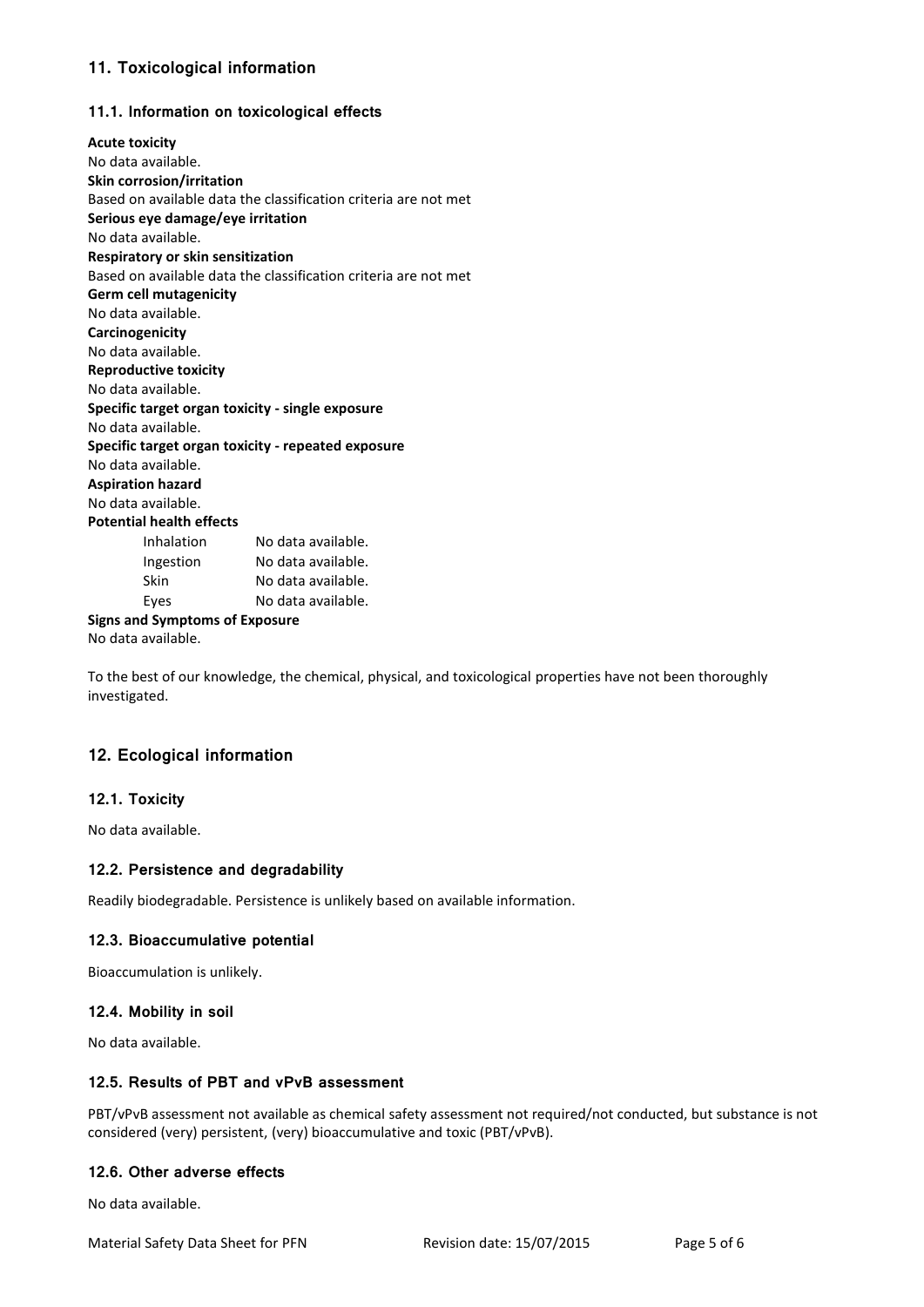## 11. Toxicological information

### 11.1. Information on toxicological effects

**Acute toxicity**
No data available.
**Skin corrosion/irritation**
Based on available data the classification criteria are not met
**Serious eye damage/eye irritation**
No data available.
**Respiratory or skin sensitization**
Based on available data the classification criteria are not met
**Germ cell mutagenicity**
No data available.
**Carcinogenicity**
No data available.
**Reproductive toxicity**
No data available.
**Specific target organ toxicity - single exposure**
No data available.
**Specific target organ toxicity - repeated exposure**
No data available.
**Aspiration hazard**
No data available.
**Potential health effects**

| | |
|---|---|
| Inhalation | No data available. |
| Ingestion | No data available. |
| Skin | No data available. |
| Eyes | No data available. |

**Signs and Symptoms of Exposure**
No data available.

To the best of our knowledge, the chemical, physical, and toxicological properties have not been thoroughly investigated.

## 12. Ecological information

### 12.1. Toxicity

No data available.

### 12.2. Persistence and degradability

Readily biodegradable. Persistence is unlikely based on available information.

### 12.3. Bioaccumulative potential

Bioaccumulation is unlikely.

### 12.4. Mobility in soil

No data available.

### 12.5. Results of PBT and vPvB assessment

PBT/vPvB assessment not available as chemical safety assessment not required/not conducted, but substance is not considered (very) persistent, (very) bioaccumulative and toxic (PBT/vPvB).

### 12.6. Other adverse effects

No data available.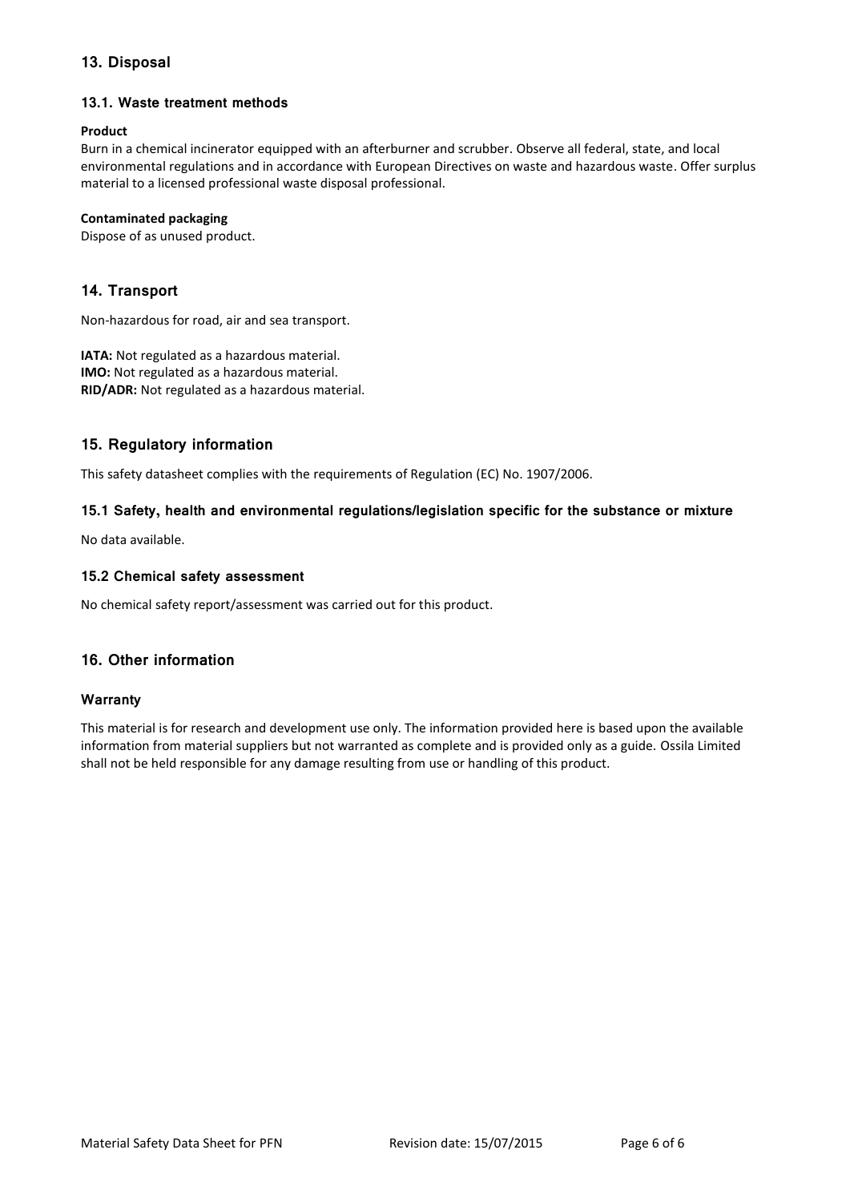## 13. Disposal

### 13.1. Waste treatment methods

**Product**

Burn in a chemical incinerator equipped with an afterburner and scrubber. Observe all federal, state, and local environmental regulations and in accordance with European Directives on waste and hazardous waste. Offer surplus material to a licensed professional waste disposal professional.

**Contaminated packaging**

Dispose of as unused product.

## 14. Transport

Non-hazardous for road, air and sea transport.

**IATA:** Not regulated as a hazardous material.
**IMO:** Not regulated as a hazardous material.
**RID/ADR:** Not regulated as a hazardous material.

## 15. Regulatory information

This safety datasheet complies with the requirements of Regulation (EC) No. 1907/2006.

### 15.1 Safety, health and environmental regulations/legislation specific for the substance or mixture

No data available.

### 15.2 Chemical safety assessment

No chemical safety report/assessment was carried out for this product.

## 16. Other information

### Warranty

This material is for research and development use only. The information provided here is based upon the available information from material suppliers but not warranted as complete and is provided only as a guide. Ossila Limited shall not be held responsible for any damage resulting from use or handling of this product.